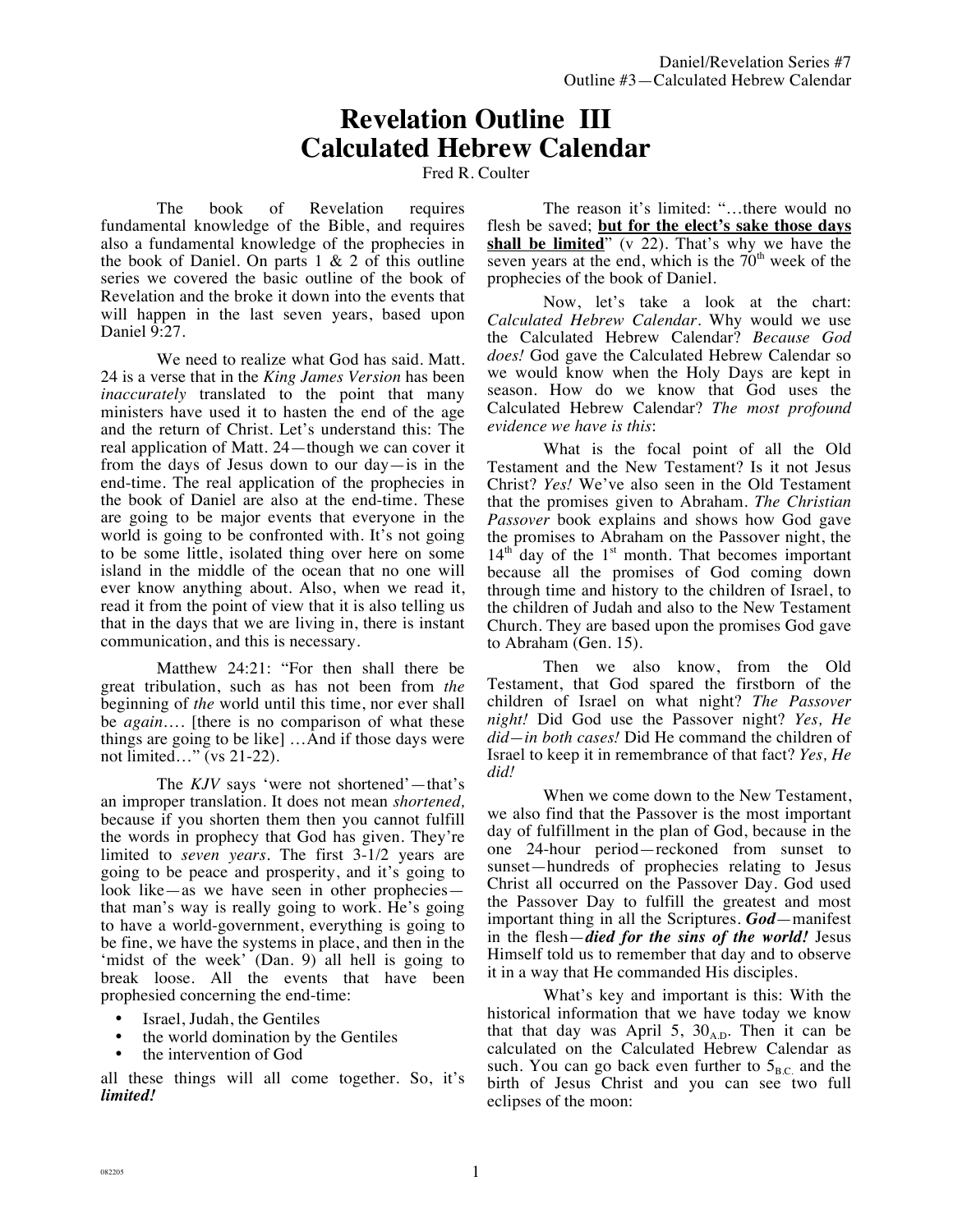# Revelation Outline III
# Calculated Hebrew Calendar

Fred R. Coulter

The book of Revelation requires fundamental knowledge of the Bible, and requires also a fundamental knowledge of the prophecies in the book of Daniel. On parts 1 & 2 of this outline series we covered the basic outline of the book of Revelation and the broke it down into the events that will happen in the last seven years, based upon Daniel 9:27.

We need to realize what God has said. Matt. 24 is a verse that in the *King James Version* has been *inaccurately* translated to the point that many ministers have used it to hasten the end of the age and the return of Christ. Let's understand this: The real application of Matt. 24—though we can cover it from the days of Jesus down to our day—is in the end-time. The real application of the prophecies in the book of Daniel are also at the end-time. These are going to be major events that everyone in the world is going to be confronted with. It's not going to be some little, isolated thing over here on some island in the middle of the ocean that no one will ever know anything about. Also, when we read it, read it from the point of view that it is also telling us that in the days that we are living in, there is instant communication, and this is necessary.

Matthew 24:21: "For then shall there be great tribulation, such as has not been from *the* beginning of *the* world until this time, nor ever shall be *again*…. [there is no comparison of what these things are going to be like] …And if those days were not limited…" (vs 21-22).

The *KJV* says 'were not shortened'—that's an improper translation. It does not mean *shortened,* because if you shorten them then you cannot fulfill the words in prophecy that God has given. They're limited to *seven years*. The first 3-1/2 years are going to be peace and prosperity, and it's going to look like—as we have seen in other prophecies—that man's way is really going to work. He's going to have a world-government, everything is going to be fine, we have the systems in place, and then in the 'midst of the week' (Dan. 9) all hell is going to break loose. All the events that have been prophesied concerning the end-time:

- Israel, Judah, the Gentiles
- the world domination by the Gentiles
- the intervention of God

all these things will all come together. So, it's ***limited!***

The reason it's limited: "…there would no flesh be saved; **but for the elect's sake those days shall be limited**" (v 22). That's why we have the seven years at the end, which is the 70th week of the prophecies of the book of Daniel.

Now, let's take a look at the chart: *Calculated Hebrew Calendar*. Why would we use the Calculated Hebrew Calendar? *Because God does!* God gave the Calculated Hebrew Calendar so we would know when the Holy Days are kept in season. How do we know that God uses the Calculated Hebrew Calendar? *The most profound evidence we have is this*:

What is the focal point of all the Old Testament and the New Testament? Is it not Jesus Christ? *Yes!* We've also seen in the Old Testament that the promises given to Abraham. *The Christian Passover* book explains and shows how God gave the promises to Abraham on the Passover night, the 14th day of the 1st month. That becomes important because all the promises of God coming down through time and history to the children of Israel, to the children of Judah and also to the New Testament Church. They are based upon the promises God gave to Abraham (Gen. 15).

Then we also know, from the Old Testament, that God spared the firstborn of the children of Israel on what night? *The Passover night!* Did God use the Passover night? *Yes, He did—in both cases!* Did He command the children of Israel to keep it in remembrance of that fact? *Yes, He did!*

When we come down to the New Testament, we also find that the Passover is the most important day of fulfillment in the plan of God, because in the one 24-hour period—reckoned from sunset to sunset—hundreds of prophecies relating to Jesus Christ all occurred on the Passover Day. God used the Passover Day to fulfill the greatest and most important thing in all the Scriptures. ***God***—manifest in the flesh—***died for the sins of the world!*** Jesus Himself told us to remember that day and to observe it in a way that He commanded His disciples.

What's key and important is this: With the historical information that we have today we know that that day was April 5, $30_{A.D.}$ Then it can be calculated on the Calculated Hebrew Calendar as such. You can go back even further to $5_{B.C.}$ and the birth of Jesus Christ and you can see two full eclipses of the moon: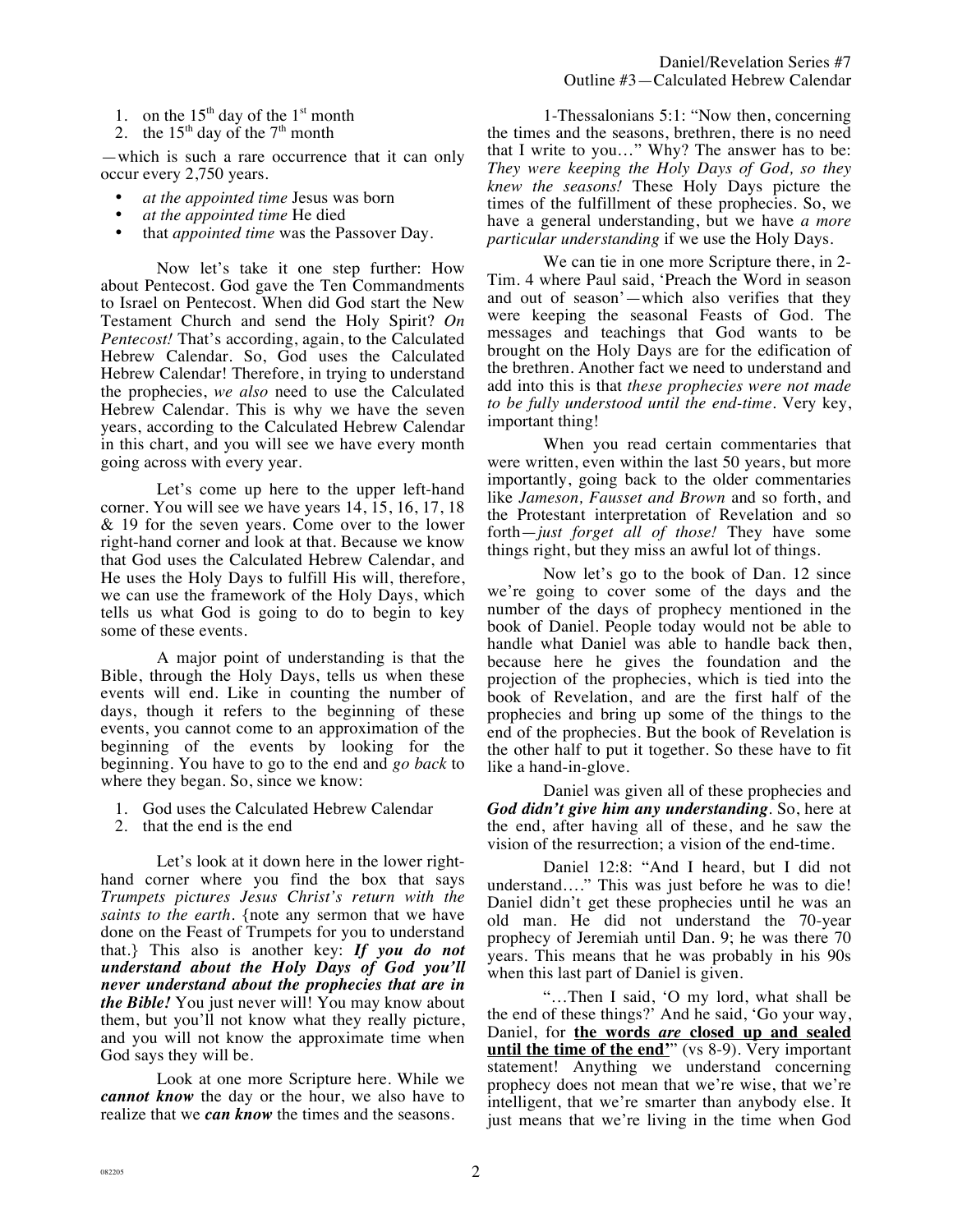1. on the 15th day of the 1st month
2. the 15th day of the 7th month

—which is such a rare occurrence that it can only occur every 2,750 years.

- *at the appointed time* Jesus was born
- *at the appointed time* He died
- that *appointed time* was the Passover Day.

Now let's take it one step further: How about Pentecost. God gave the Ten Commandments to Israel on Pentecost. When did God start the New Testament Church and send the Holy Spirit? *On Pentecost!* That's according, again, to the Calculated Hebrew Calendar. So, God uses the Calculated Hebrew Calendar! Therefore, in trying to understand the prophecies, *we also* need to use the Calculated Hebrew Calendar. This is why we have the seven years, according to the Calculated Hebrew Calendar in this chart, and you will see we have every month going across with every year.

Let's come up here to the upper left-hand corner. You will see we have years 14, 15, 16, 17, 18 & 19 for the seven years. Come over to the lower right-hand corner and look at that. Because we know that God uses the Calculated Hebrew Calendar, and He uses the Holy Days to fulfill His will, therefore, we can use the framework of the Holy Days, which tells us what God is going to do to begin to key some of these events.

A major point of understanding is that the Bible, through the Holy Days, tells us when these events will end. Like in counting the number of days, though it refers to the beginning of these events, you cannot come to an approximation of the beginning of the events by looking for the beginning. You have to go to the end and *go back* to where they began. So, since we know:

1. God uses the Calculated Hebrew Calendar
2. that the end is the end

Let's look at it down here in the lower right-hand corner where you find the box that says *Trumpets pictures Jesus Christ's return with the saints to the earth*. {note any sermon that we have done on the Feast of Trumpets for you to understand that.} This also is another key: ***If you do not understand about the Holy Days of God you'll never understand about the prophecies that are in the Bible!*** You just never will! You may know about them, but you'll not know what they really picture, and you will not know the approximate time when God says they will be.

Look at one more Scripture here. While we ***cannot know*** the day or the hour, we also have to realize that we ***can know*** the times and the seasons.

1-Thessalonians 5:1: "Now then, concerning the times and the seasons, brethren, there is no need that I write to you…" Why? The answer has to be: *They were keeping the Holy Days of God, so they knew the seasons!* These Holy Days picture the times of the fulfillment of these prophecies. So, we have a general understanding, but we have *a more particular understanding* if we use the Holy Days.

We can tie in one more Scripture there, in 2-Tim. 4 where Paul said, 'Preach the Word in season and out of season'—which also verifies that they were keeping the seasonal Feasts of God. The messages and teachings that God wants to be brought on the Holy Days are for the edification of the brethren. Another fact we need to understand and add into this is that *these prophecies were not made to be fully understood until the end-time*. Very key, important thing!

When you read certain commentaries that were written, even within the last 50 years, but more importantly, going back to the older commentaries like *Jameson, Fausset and Brown* and so forth, and the Protestant interpretation of Revelation and so forth—*just forget all of those!* They have some things right, but they miss an awful lot of things.

Now let's go to the book of Dan. 12 since we're going to cover some of the days and the number of the days of prophecy mentioned in the book of Daniel. People today would not be able to handle what Daniel was able to handle back then, because here he gives the foundation and the projection of the prophecies, which is tied into the book of Revelation, and are the first half of the prophecies and bring up some of the things to the end of the prophecies. But the book of Revelation is the other half to put it together. So these have to fit like a hand-in-glove.

Daniel was given all of these prophecies and ***God didn't give him any understanding***. So, here at the end, after having all of these, and he saw the vision of the resurrection; a vision of the end-time.

Daniel 12:8: "And I heard, but I did not understand…." This was just before he was to die! Daniel didn't get these prophecies until he was an old man. He did not understand the 70-year prophecy of Jeremiah until Dan. 9; he was there 70 years. This means that he was probably in his 90s when this last part of Daniel is given.

"…Then I said, 'O my lord, what shall be the end of these things?' And he said, 'Go your way, Daniel, for **the words *are* closed up and sealed until the time of the end**'" (vs 8-9). Very important statement! Anything we understand concerning prophecy does not mean that we're wise, that we're intelligent, that we're smarter than anybody else. It just means that we're living in the time when God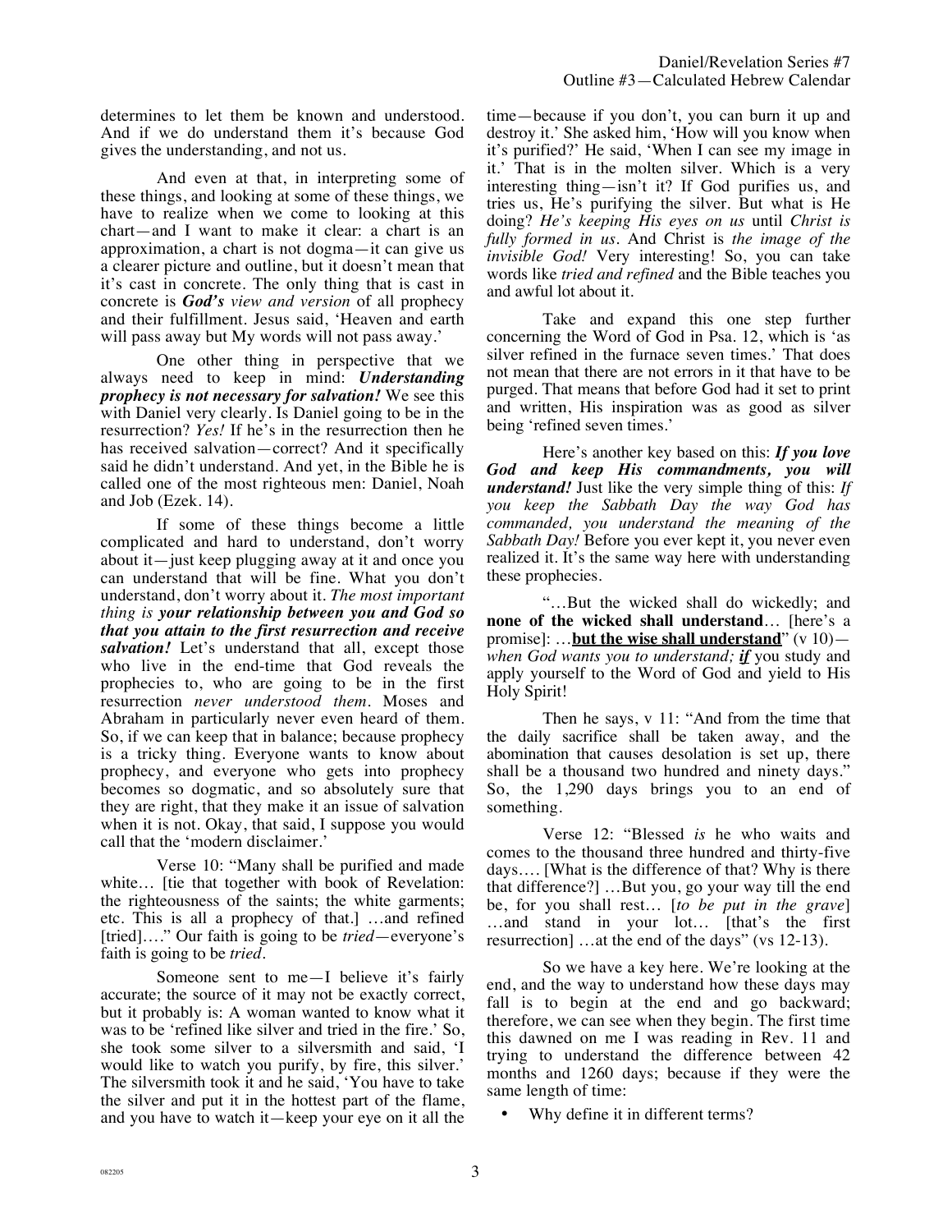determines to let them be known and understood. And if we do understand them it's because God gives the understanding, and not us.

And even at that, in interpreting some of these things, and looking at some of these things, we have to realize when we come to looking at this chart—and I want to make it clear: a chart is an approximation, a chart is not dogma—it can give us a clearer picture and outline, but it doesn't mean that it's cast in concrete. The only thing that is cast in concrete is ***God's*** *view and version* of all prophecy and their fulfillment. Jesus said, 'Heaven and earth will pass away but My words will not pass away.'

One other thing in perspective that we always need to keep in mind: ***Understanding prophecy is not necessary for salvation!*** We see this with Daniel very clearly. Is Daniel going to be in the resurrection? *Yes!* If he's in the resurrection then he has received salvation—correct? And it specifically said he didn't understand. And yet, in the Bible he is called one of the most righteous men: Daniel, Noah and Job (Ezek. 14).

If some of these things become a little complicated and hard to understand, don't worry about it—just keep plugging away at it and once you can understand that will be fine. What you don't understand, don't worry about it. *The most important thing is* ***your relationship between you and God so that you attain to the first resurrection and receive salvation!*** Let's understand that all, except those who live in the end-time that God reveals the prophecies to, who are going to be in the first resurrection *never understood them*. Moses and Abraham in particularly never even heard of them. So, if we can keep that in balance; because prophecy is a tricky thing. Everyone wants to know about prophecy, and everyone who gets into prophecy becomes so dogmatic, and so absolutely sure that they are right, that they make it an issue of salvation when it is not. Okay, that said, I suppose you would call that the 'modern disclaimer.'

Verse 10: "Many shall be purified and made white… [tie that together with book of Revelation: the righteousness of the saints; the white garments; etc. This is all a prophecy of that.] …and refined [tried]…." Our faith is going to be *tried*—everyone's faith is going to be *tried*.

Someone sent to me—I believe it's fairly accurate; the source of it may not be exactly correct, but it probably is: A woman wanted to know what it was to be 'refined like silver and tried in the fire.' So, she took some silver to a silversmith and said, 'I would like to watch you purify, by fire, this silver.' The silversmith took it and he said, 'You have to take the silver and put it in the hottest part of the flame, and you have to watch it—keep your eye on it all the time—because if you don't, you can burn it up and destroy it.' She asked him, 'How will you know when it's purified?' He said, 'When I can see my image in it.' That is in the molten silver. Which is a very interesting thing—isn't it? If God purifies us, and tries us, He's purifying the silver. But what is He doing? *He's keeping His eyes on us* until *Christ is fully formed in us*. And Christ is *the image of the invisible God!* Very interesting! So, you can take words like *tried and refined* and the Bible teaches you and awful lot about it.

Take and expand this one step further concerning the Word of God in Psa. 12, which is 'as silver refined in the furnace seven times.' That does not mean that there are not errors in it that have to be purged. That means that before God had it set to print and written, His inspiration was as good as silver being 'refined seven times.'

Here's another key based on this: ***If you love God and keep His commandments, you will understand!*** Just like the very simple thing of this: *If you keep the Sabbath Day the way God has commanded, you understand the meaning of the Sabbath Day!* Before you ever kept it, you never even realized it. It's the same way here with understanding these prophecies.

"…But the wicked shall do wickedly; and **none of the wicked shall understand**… [here's a promise]: …**<u>but the wise shall understand</u>**" (v 10)—*when God wants you to understand;* ***<u>if</u>*** you study and apply yourself to the Word of God and yield to His Holy Spirit!

Then he says, v 11: "And from the time that the daily sacrifice shall be taken away, and the abomination that causes desolation is set up, there shall be a thousand two hundred and ninety days." So, the 1,290 days brings you to an end of something.

Verse 12: "Blessed *is* he who waits and comes to the thousand three hundred and thirty-five days…. [What is the difference of that? Why is there that difference?] …But you, go your way till the end be, for you shall rest… [*to be put in the grave*] …and stand in your lot… [that's the first resurrection] …at the end of the days" (vs 12-13).

So we have a key here. We're looking at the end, and the way to understand how these days may fall is to begin at the end and go backward; therefore, we can see when they begin. The first time this dawned on me I was reading in Rev. 11 and trying to understand the difference between 42 months and 1260 days; because if they were the same length of time:

- Why define it in different terms?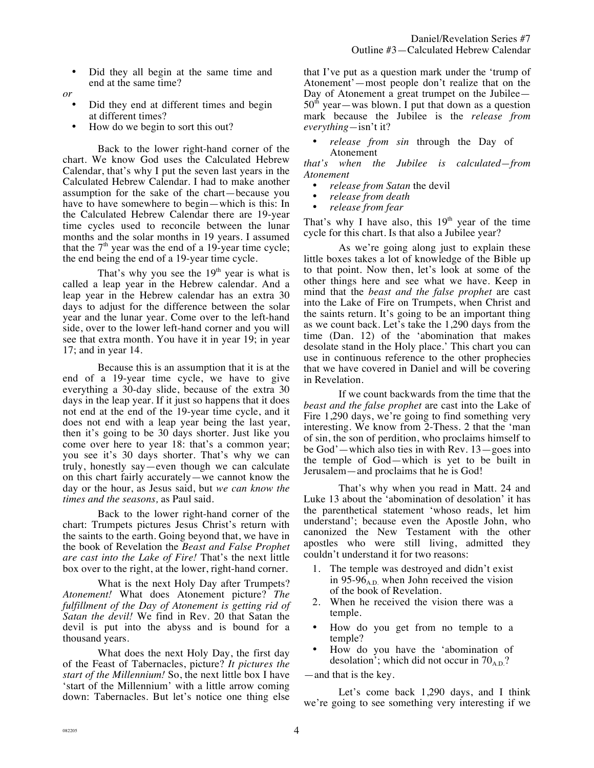- Did they all begin at the same time and end at the same time?

*or*

- Did they end at different times and begin at different times?
- How do we begin to sort this out?

Back to the lower right-hand corner of the chart. We know God uses the Calculated Hebrew Calendar, that's why I put the seven last years in the Calculated Hebrew Calendar. I had to make another assumption for the sake of the chart—because you have to have somewhere to begin—which is this: In the Calculated Hebrew Calendar there are 19-year time cycles used to reconcile between the lunar months and the solar months in 19 years. I assumed that the 7th year was the end of a 19-year time cycle; the end being the end of a 19-year time cycle.

That's why you see the 19th year is what is called a leap year in the Hebrew calendar. And a leap year in the Hebrew calendar has an extra 30 days to adjust for the difference between the solar year and the lunar year. Come over to the left-hand side, over to the lower left-hand corner and you will see that extra month. You have it in year 19; in year 17; and in year 14.

Because this is an assumption that it is at the end of a 19-year time cycle, we have to give everything a 30-day slide, because of the extra 30 days in the leap year. If it just so happens that it does not end at the end of the 19-year time cycle, and it does not end with a leap year being the last year, then it's going to be 30 days shorter. Just like you come over here to year 18: that's a common year; you see it's 30 days shorter. That's why we can truly, honestly say—even though we can calculate on this chart fairly accurately—we cannot know the day or the hour, as Jesus said, but *we can know the times and the seasons,* as Paul said.

Back to the lower right-hand corner of the chart: Trumpets pictures Jesus Christ's return with the saints to the earth. Going beyond that, we have in the book of Revelation the *Beast and False Prophet are cast into the Lake of Fire!* That's the next little box over to the right, at the lower, right-hand corner.

What is the next Holy Day after Trumpets? *Atonement!* What does Atonement picture? *The fulfillment of the Day of Atonement is getting rid of Satan the devil!* We find in Rev. 20 that Satan the devil is put into the abyss and is bound for a thousand years.

What does the next Holy Day, the first day of the Feast of Tabernacles, picture? *It pictures the start of the Millennium!* So, the next little box I have 'start of the Millennium' with a little arrow coming down: Tabernacles. But let's notice one thing else that I've put as a question mark under the 'trump of Atonement'—most people don't realize that on the Day of Atonement a great trumpet on the Jubilee—50th year—was blown. I put that down as a question mark because the Jubilee is the *release from everything*—isn't it?

- *release from sin* through the Day of Atonement

*that's when the Jubilee is calculated—from Atonement*

- *release from Satan* the devil
- *release from death*
- *release from fear*

That's why I have also, this 19th year of the time cycle for this chart. Is that also a Jubilee year?

As we're going along just to explain these little boxes takes a lot of knowledge of the Bible up to that point. Now then, let's look at some of the other things here and see what we have. Keep in mind that the *beast and the false prophet* are cast into the Lake of Fire on Trumpets, when Christ and the saints return. It's going to be an important thing as we count back. Let's take the 1,290 days from the time (Dan. 12) of the 'abomination that makes desolate stand in the Holy place.' This chart you can use in continuous reference to the other prophecies that we have covered in Daniel and will be covering in Revelation.

If we count backwards from the time that the *beast and the false prophet* are cast into the Lake of Fire 1,290 days, we're going to find something very interesting. We know from 2-Thess. 2 that the 'man of sin, the son of perdition, who proclaims himself to be God'—which also ties in with Rev. 13—goes into the temple of God—which is yet to be built in Jerusalem—and proclaims that he is God!

That's why when you read in Matt. 24 and Luke 13 about the 'abomination of desolation' it has the parenthetical statement 'whoso reads, let him understand'; because even the Apostle John, who canonized the New Testament with the other apostles who were still living, admitted they couldn't understand it for two reasons:

1. The temple was destroyed and didn't exist in 95-96$_{A.D.}$ when John received the vision of the book of Revelation.
2. When he received the vision there was a temple.

- How do you get from no temple to a temple?
- How do you have the 'abomination of desolation'; which did not occur in 70$_{A.D.}$?

—and that is the key.

Let's come back 1,290 days, and I think we're going to see something very interesting if we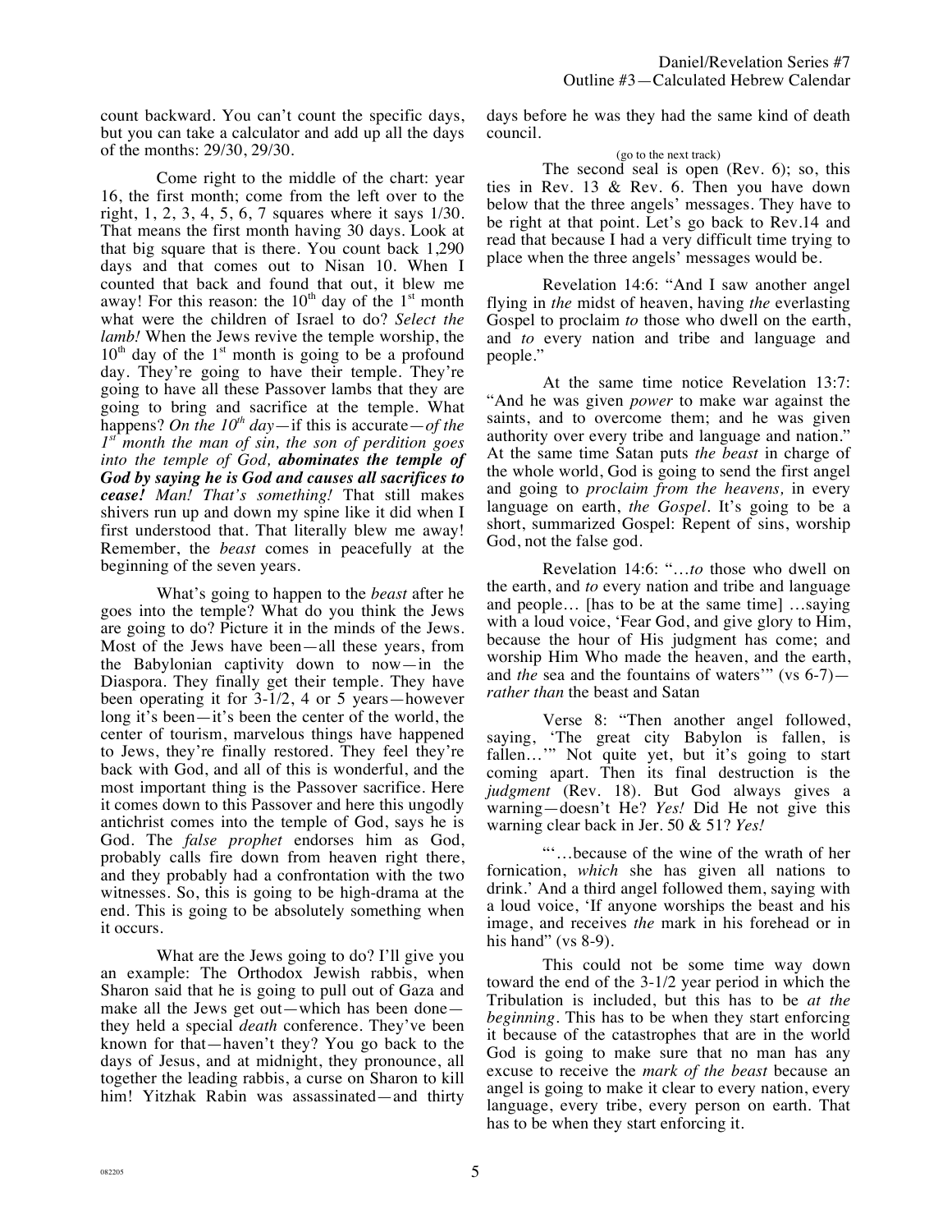count backward. You can't count the specific days, but you can take a calculator and add up all the days of the months: 29/30, 29/30.

Come right to the middle of the chart: year 16, the first month; come from the left over to the right, 1, 2, 3, 4, 5, 6, 7 squares where it says 1/30. That means the first month having 30 days. Look at that big square that is there. You count back 1,290 days and that comes out to Nisan 10. When I counted that back and found that out, it blew me away! For this reason: the 10th day of the 1st month what were the children of Israel to do? *Select the lamb!* When the Jews revive the temple worship, the 10th day of the 1st month is going to be a profound day. They're going to have their temple. They're going to have all these Passover lambs that they are going to bring and sacrifice at the temple. What happens? *On the 10th day*—if this is accurate—*of the 1st month the man of sin, the son of perdition goes into the temple of God,* ***abominates the temple of God by saying he is God and causes all sacrifices to cease!*** *Man! That's something!* That still makes shivers run up and down my spine like it did when I first understood that. That literally blew me away! Remember, the *beast* comes in peacefully at the beginning of the seven years.

What's going to happen to the *beast* after he goes into the temple? What do you think the Jews are going to do? Picture it in the minds of the Jews. Most of the Jews have been—all these years, from the Babylonian captivity down to now—in the Diaspora. They finally get their temple. They have been operating it for 3-1/2, 4 or 5 years—however long it's been—it's been the center of the world, the center of tourism, marvelous things have happened to Jews, they're finally restored. They feel they're back with God, and all of this is wonderful, and the most important thing is the Passover sacrifice. Here it comes down to this Passover and here this ungodly antichrist comes into the temple of God, says he is God. The *false prophet* endorses him as God, probably calls fire down from heaven right there, and they probably had a confrontation with the two witnesses. So, this is going to be high-drama at the end. This is going to be absolutely something when it occurs.

What are the Jews going to do? I'll give you an example: The Orthodox Jewish rabbis, when Sharon said that he is going to pull out of Gaza and make all the Jews get out—which has been done—they held a special *death* conference. They've been known for that—haven't they? You go back to the days of Jesus, and at midnight, they pronounce, all together the leading rabbis, a curse on Sharon to kill him! Yitzhak Rabin was assassinated—and thirty days before he was they had the same kind of death council.

(go to the next track)

The second seal is open (Rev. 6); so, this ties in Rev. 13 & Rev. 6. Then you have down below that the three angels' messages. They have to be right at that point. Let's go back to Rev.14 and read that because I had a very difficult time trying to place when the three angels' messages would be.

Revelation 14:6: "And I saw another angel flying in *the* midst of heaven, having *the* everlasting Gospel to proclaim *to* those who dwell on the earth, and *to* every nation and tribe and language and people."

At the same time notice Revelation 13:7: "And he was given *power* to make war against the saints, and to overcome them; and he was given authority over every tribe and language and nation." At the same time Satan puts *the beast* in charge of the whole world, God is going to send the first angel and going to *proclaim from the heavens,* in every language on earth, *the Gospel*. It's going to be a short, summarized Gospel: Repent of sins, worship God, not the false god.

Revelation 14:6: "…*to* those who dwell on the earth, and *to* every nation and tribe and language and people… [has to be at the same time] …saying with a loud voice, 'Fear God, and give glory to Him, because the hour of His judgment has come; and worship Him Who made the heaven, and the earth, and *the* sea and the fountains of waters'" (vs 6-7)—*rather than* the beast and Satan

Verse 8: "Then another angel followed, saying, 'The great city Babylon is fallen, is fallen…'" Not quite yet, but it's going to start coming apart. Then its final destruction is the *judgment* (Rev. 18). But God always gives a warning—doesn't He? *Yes!* Did He not give this warning clear back in Jer. 50 & 51? *Yes!*

"'…because of the wine of the wrath of her fornication, *which* she has given all nations to drink.' And a third angel followed them, saying with a loud voice, 'If anyone worships the beast and his image, and receives *the* mark in his forehead or in his hand" (vs 8-9).

This could not be some time way down toward the end of the 3-1/2 year period in which the Tribulation is included, but this has to be *at the beginning*. This has to be when they start enforcing it because of the catastrophes that are in the world God is going to make sure that no man has any excuse to receive the *mark of the beast* because an angel is going to make it clear to every nation, every language, every tribe, every person on earth. That has to be when they start enforcing it.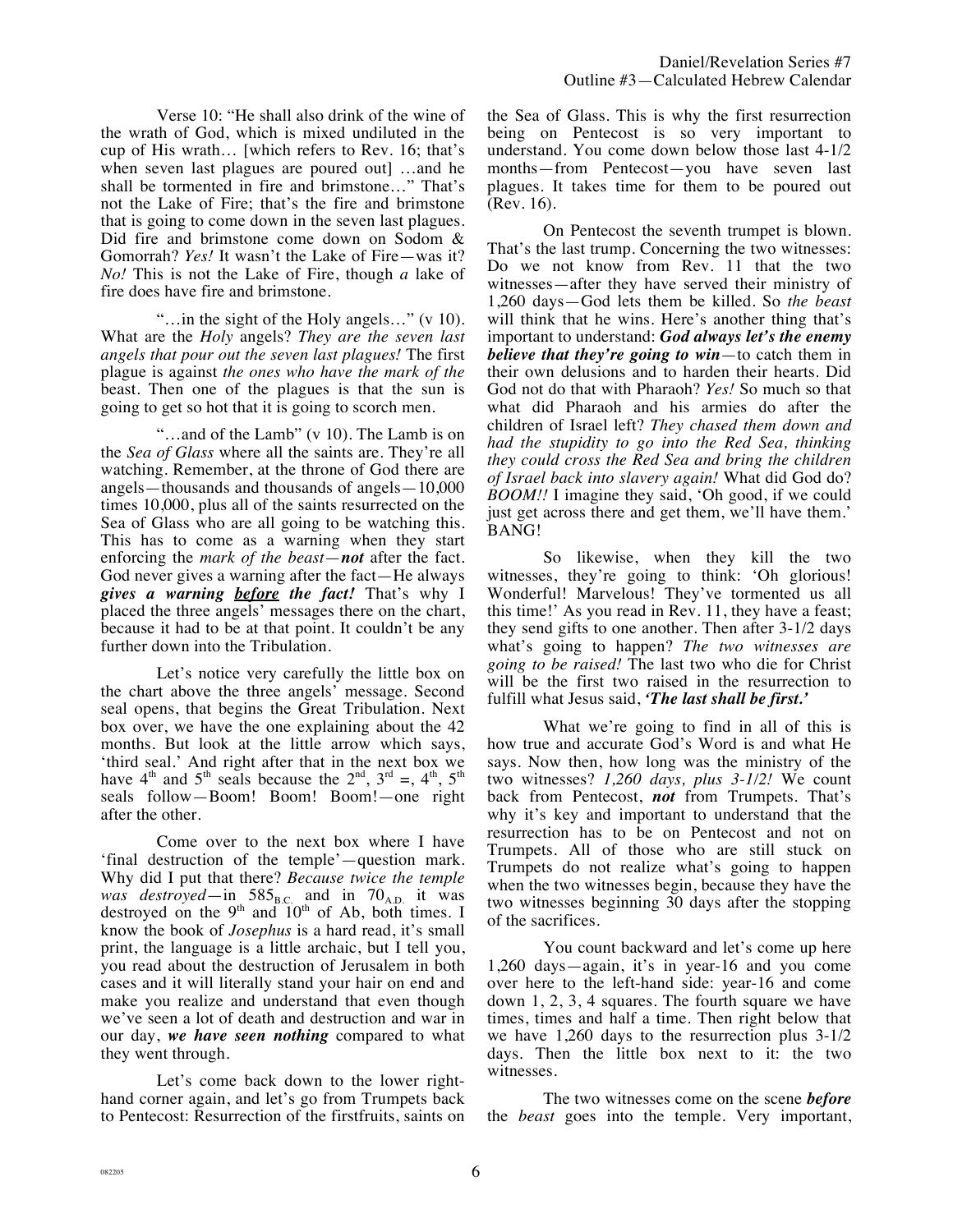Verse 10: "He shall also drink of the wine of the wrath of God, which is mixed undiluted in the cup of His wrath… [which refers to Rev. 16; that's when seven last plagues are poured out] …and he shall be tormented in fire and brimstone…" That's not the Lake of Fire; that's the fire and brimstone that is going to come down in the seven last plagues. Did fire and brimstone come down on Sodom & Gomorrah? *Yes!* It wasn't the Lake of Fire—was it? *No!* This is not the Lake of Fire, though *a* lake of fire does have fire and brimstone.

"…in the sight of the Holy angels…" (v 10). What are the *Holy* angels? *They are the seven last angels that pour out the seven last plagues!* The first plague is against *the ones who have the mark of the* beast. Then one of the plagues is that the sun is going to get so hot that it is going to scorch men.

"…and of the Lamb" (v 10). The Lamb is on the *Sea of Glass* where all the saints are. They're all watching. Remember, at the throne of God there are angels—thousands and thousands of angels—10,000 times 10,000, plus all of the saints resurrected on the Sea of Glass who are all going to be watching this. This has to come as a warning when they start enforcing the *mark of the beast*—***not*** after the fact. God never gives a warning after the fact—He always ***gives a warning <u>before</u> the fact!*** That's why I placed the three angels' messages there on the chart, because it had to be at that point. It couldn't be any further down into the Tribulation.

Let's notice very carefully the little box on the chart above the three angels' message. Second seal opens, that begins the Great Tribulation. Next box over, we have the one explaining about the 42 months. But look at the little arrow which says, 'third seal.' And right after that in the next box we have 4th and 5th seals because the 2nd, 3rd =, 4th, 5th seals follow—Boom! Boom! Boom!—one right after the other.

Come over to the next box where I have 'final destruction of the temple'—question mark. Why did I put that there? *Because twice the temple was destroyed*—in 585 B.C. and in 70 A.D. it was destroyed on the 9th and 10th of Ab, both times. I know the book of *Josephus* is a hard read, it's small print, the language is a little archaic, but I tell you, you read about the destruction of Jerusalem in both cases and it will literally stand your hair on end and make you realize and understand that even though we've seen a lot of death and destruction and war in our day, ***we have seen nothing*** compared to what they went through.

Let's come back down to the lower right-hand corner again, and let's go from Trumpets back to Pentecost: Resurrection of the firstfruits, saints on the Sea of Glass. This is why the first resurrection being on Pentecost is so very important to understand. You come down below those last 4-1/2 months—from Pentecost—you have seven last plagues. It takes time for them to be poured out (Rev. 16).

On Pentecost the seventh trumpet is blown. That's the last trump. Concerning the two witnesses: Do we not know from Rev. 11 that the two witnesses—after they have served their ministry of 1,260 days—God lets them be killed. So *the beast* will think that he wins. Here's another thing that's important to understand: ***God always let's the enemy believe that they're going to win***—to catch them in their own delusions and to harden their hearts. Did God not do that with Pharaoh? *Yes!* So much so that what did Pharaoh and his armies do after the children of Israel left? *They chased them down and had the stupidity to go into the Red Sea, thinking they could cross the Red Sea and bring the children of Israel back into slavery again!* What did God do? *BOOM!!* I imagine they said, 'Oh good, if we could just get across there and get them, we'll have them.' BANG!

So likewise, when they kill the two witnesses, they're going to think: 'Oh glorious! Wonderful! Marvelous! They've tormented us all this time!' As you read in Rev. 11, they have a feast; they send gifts to one another. Then after 3-1/2 days what's going to happen? *The two witnesses are going to be raised!* The last two who die for Christ will be the first two raised in the resurrection to fulfill what Jesus said, ***'The last shall be first.'***

What we're going to find in all of this is how true and accurate God's Word is and what He says. Now then, how long was the ministry of the two witnesses? *1,260 days, plus 3-1/2!* We count back from Pentecost, ***not*** from Trumpets. That's why it's key and important to understand that the resurrection has to be on Pentecost and not on Trumpets. All of those who are still stuck on Trumpets do not realize what's going to happen when the two witnesses begin, because they have the two witnesses beginning 30 days after the stopping of the sacrifices.

You count backward and let's come up here 1,260 days—again, it's in year-16 and you come over here to the left-hand side: year-16 and come down 1, 2, 3, 4 squares. The fourth square we have times, times and half a time. Then right below that we have 1,260 days to the resurrection plus 3-1/2 days. Then the little box next to it: the two witnesses.

The two witnesses come on the scene ***before*** the *beast* goes into the temple. Very important,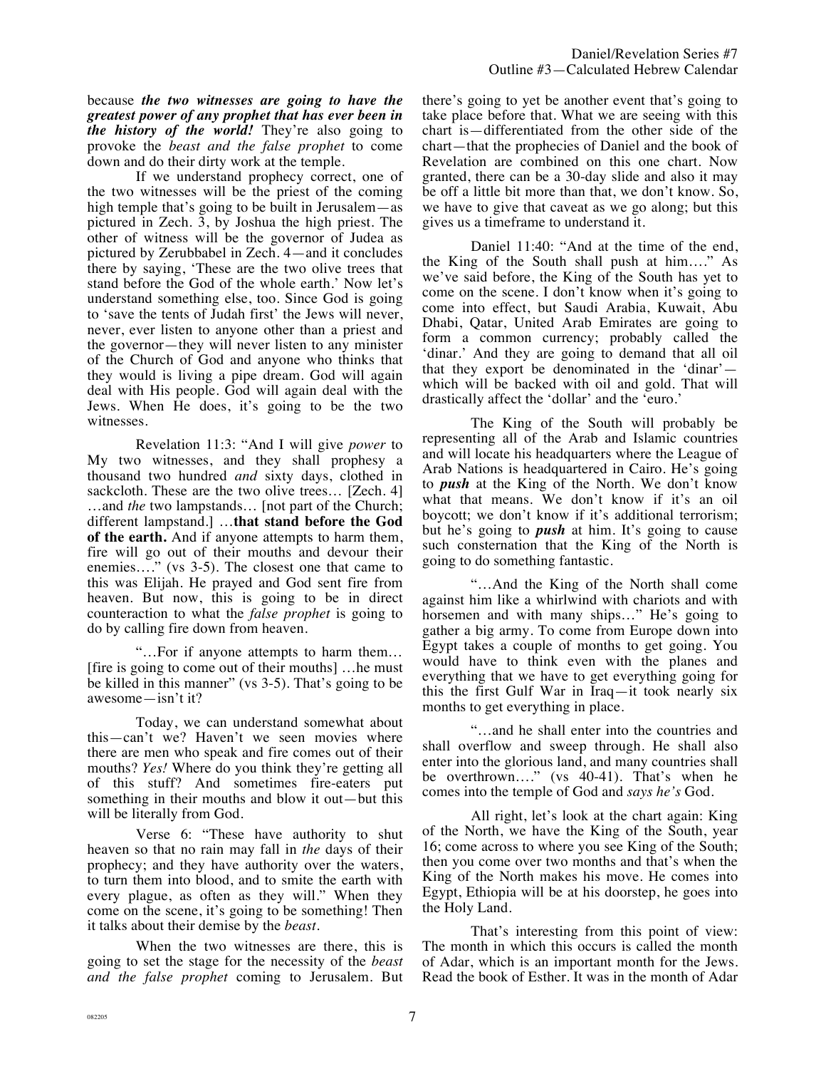because ***the two witnesses are going to have the greatest power of any prophet that has ever been in the history of the world!*** They're also going to provoke the *beast and the false prophet* to come down and do their dirty work at the temple.

If we understand prophecy correct, one of the two witnesses will be the priest of the coming high temple that's going to be built in Jerusalem—as pictured in Zech. 3, by Joshua the high priest. The other of witness will be the governor of Judea as pictured by Zerubbabel in Zech. 4—and it concludes there by saying, 'These are the two olive trees that stand before the God of the whole earth.' Now let's understand something else, too. Since God is going to 'save the tents of Judah first' the Jews will never, never, ever listen to anyone other than a priest and the governor—they will never listen to any minister of the Church of God and anyone who thinks that they would is living a pipe dream. God will again deal with His people. God will again deal with the Jews. When He does, it's going to be the two witnesses.

Revelation 11:3: "And I will give *power* to My two witnesses, and they shall prophesy a thousand two hundred *and* sixty days, clothed in sackcloth. These are the two olive trees… [Zech. 4] …and *the* two lampstands… [not part of the Church; different lampstand.] …**that stand before the God of the earth.** And if anyone attempts to harm them, fire will go out of their mouths and devour their enemies…." (vs 3-5). The closest one that came to this was Elijah. He prayed and God sent fire from heaven. But now, this is going to be in direct counteraction to what the *false prophet* is going to do by calling fire down from heaven.

"…For if anyone attempts to harm them… [fire is going to come out of their mouths] …he must be killed in this manner" (vs 3-5). That's going to be awesome—isn't it?

Today, we can understand somewhat about this—can't we? Haven't we seen movies where there are men who speak and fire comes out of their mouths? *Yes!* Where do you think they're getting all of this stuff? And sometimes fire-eaters put something in their mouths and blow it out—but this will be literally from God.

Verse 6: "These have authority to shut heaven so that no rain may fall in *the* days of their prophecy; and they have authority over the waters, to turn them into blood, and to smite the earth with every plague, as often as they will." When they come on the scene, it's going to be something! Then it talks about their demise by the *beast*.

When the two witnesses are there, this is going to set the stage for the necessity of the *beast and the false prophet* coming to Jerusalem. But there's going to yet be another event that's going to take place before that. What we are seeing with this chart is—differentiated from the other side of the chart—that the prophecies of Daniel and the book of Revelation are combined on this one chart. Now granted, there can be a 30-day slide and also it may be off a little bit more than that, we don't know. So, we have to give that caveat as we go along; but this gives us a timeframe to understand it.

Daniel 11:40: "And at the time of the end, the King of the South shall push at him…." As we've said before, the King of the South has yet to come on the scene. I don't know when it's going to come into effect, but Saudi Arabia, Kuwait, Abu Dhabi, Qatar, United Arab Emirates are going to form a common currency; probably called the 'dinar.' And they are going to demand that all oil that they export be denominated in the 'dinar'—which will be backed with oil and gold. That will drastically affect the 'dollar' and the 'euro.'

The King of the South will probably be representing all of the Arab and Islamic countries and will locate his headquarters where the League of Arab Nations is headquartered in Cairo. He's going to ***push*** at the King of the North. We don't know what that means. We don't know if it's an oil boycott; we don't know if it's additional terrorism; but he's going to ***push*** at him. It's going to cause such consternation that the King of the North is going to do something fantastic.

"…And the King of the North shall come against him like a whirlwind with chariots and with horsemen and with many ships…" He's going to gather a big army. To come from Europe down into Egypt takes a couple of months to get going. You would have to think even with the planes and everything that we have to get everything going for this the first Gulf War in Iraq—it took nearly six months to get everything in place.

"…and he shall enter into the countries and shall overflow and sweep through. He shall also enter into the glorious land, and many countries shall be overthrown…." (vs 40-41). That's when he comes into the temple of God and *says he's* God.

All right, let's look at the chart again: King of the North, we have the King of the South, year 16; come across to where you see King of the South; then you come over two months and that's when the King of the North makes his move. He comes into Egypt, Ethiopia will be at his doorstep, he goes into the Holy Land.

That's interesting from this point of view: The month in which this occurs is called the month of Adar, which is an important month for the Jews. Read the book of Esther. It was in the month of Adar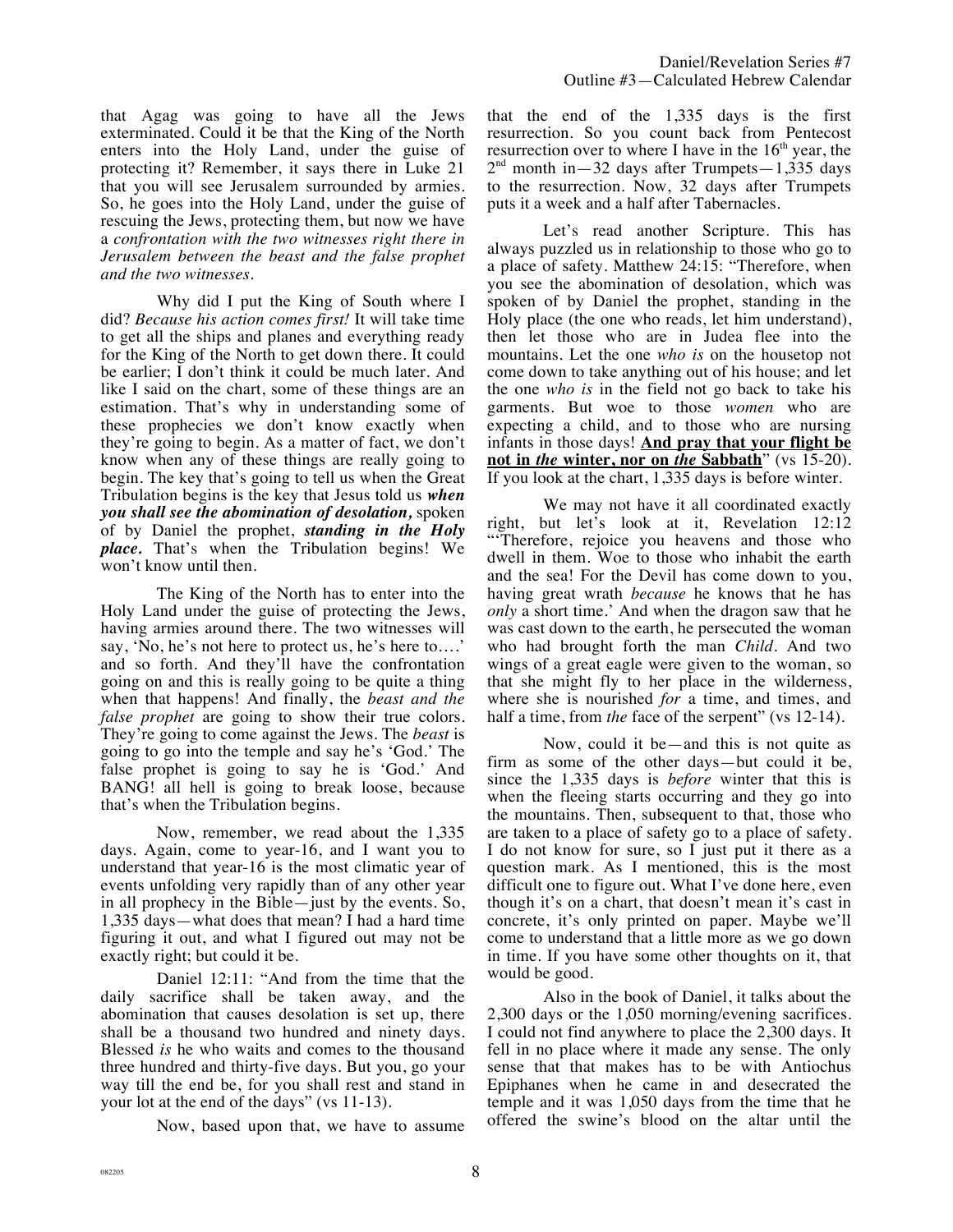that Agag was going to have all the Jews exterminated. Could it be that the King of the North enters into the Holy Land, under the guise of protecting it? Remember, it says there in Luke 21 that you will see Jerusalem surrounded by armies. So, he goes into the Holy Land, under the guise of rescuing the Jews, protecting them, but now we have a *confrontation with the two witnesses right there in Jerusalem between the beast and the false prophet and the two witnesses.*

Why did I put the King of South where I did? *Because his action comes first!* It will take time to get all the ships and planes and everything ready for the King of the North to get down there. It could be earlier; I don't think it could be much later. And like I said on the chart, some of these things are an estimation. That's why in understanding some of these prophecies we don't know exactly when they're going to begin. As a matter of fact, we don't know when any of these things are really going to begin. The key that's going to tell us when the Great Tribulation begins is the key that Jesus told us ***when you shall see the abomination of desolation,*** spoken of by Daniel the prophet, ***standing in the Holy place.*** That's when the Tribulation begins! We won't know until then.

The King of the North has to enter into the Holy Land under the guise of protecting the Jews, having armies around there. The two witnesses will say, 'No, he's not here to protect us, he's here to….' and so forth. And they'll have the confrontation going on and this is really going to be quite a thing when that happens! And finally, the *beast and the false prophet* are going to show their true colors. They're going to come against the Jews. The *beast* is going to go into the temple and say he's 'God.' The false prophet is going to say he is 'God.' And BANG! all hell is going to break loose, because that's when the Tribulation begins.

Now, remember, we read about the 1,335 days. Again, come to year-16, and I want you to understand that year-16 is the most climatic year of events unfolding very rapidly than of any other year in all prophecy in the Bible—just by the events. So, 1,335 days—what does that mean? I had a hard time figuring it out, and what I figured out may not be exactly right; but could it be.

Daniel 12:11: "And from the time that the daily sacrifice shall be taken away, and the abomination that causes desolation is set up, there shall be a thousand two hundred and ninety days. Blessed *is* he who waits and comes to the thousand three hundred and thirty-five days. But you, go your way till the end be, for you shall rest and stand in your lot at the end of the days" (vs 11-13).

Now, based upon that, we have to assume that the end of the 1,335 days is the first resurrection. So you count back from Pentecost resurrection over to where I have in the 16th year, the 2nd month in—32 days after Trumpets—1,335 days to the resurrection. Now, 32 days after Trumpets puts it a week and a half after Tabernacles.

Let's read another Scripture. This has always puzzled us in relationship to those who go to a place of safety. Matthew 24:15: "Therefore, when you see the abomination of desolation, which was spoken of by Daniel the prophet, standing in the Holy place (the one who reads, let him understand), then let those who are in Judea flee into the mountains. Let the one *who is* on the housetop not come down to take anything out of his house; and let the one *who is* in the field not go back to take his garments. But woe to those *women* who are expecting a child, and to those who are nursing infants in those days! **And pray that your flight be not in *the* winter, nor on *the* Sabbath**" (vs 15-20). If you look at the chart, 1,335 days is before winter.

We may not have it all coordinated exactly right, but let's look at it, Revelation 12:12 "'Therefore, rejoice you heavens and those who dwell in them. Woe to those who inhabit the earth and the sea! For the Devil has come down to you, having great wrath *because* he knows that he has *only* a short time.' And when the dragon saw that he was cast down to the earth, he persecuted the woman who had brought forth the man *Child.* And two wings of a great eagle were given to the woman, so that she might fly to her place in the wilderness, where she is nourished *for* a time, and times, and half a time, from *the* face of the serpent" (vs 12-14).

Now, could it be—and this is not quite as firm as some of the other days—but could it be, since the 1,335 days is *before* winter that this is when the fleeing starts occurring and they go into the mountains. Then, subsequent to that, those who are taken to a place of safety go to a place of safety. I do not know for sure, so I just put it there as a question mark. As I mentioned, this is the most difficult one to figure out. What I've done here, even though it's on a chart, that doesn't mean it's cast in concrete, it's only printed on paper. Maybe we'll come to understand that a little more as we go down in time. If you have some other thoughts on it, that would be good.

Also in the book of Daniel, it talks about the 2,300 days or the 1,050 morning/evening sacrifices. I could not find anywhere to place the 2,300 days. It fell in no place where it made any sense. The only sense that that makes has to be with Antiochus Epiphanes when he came in and desecrated the temple and it was 1,050 days from the time that he offered the swine's blood on the altar until the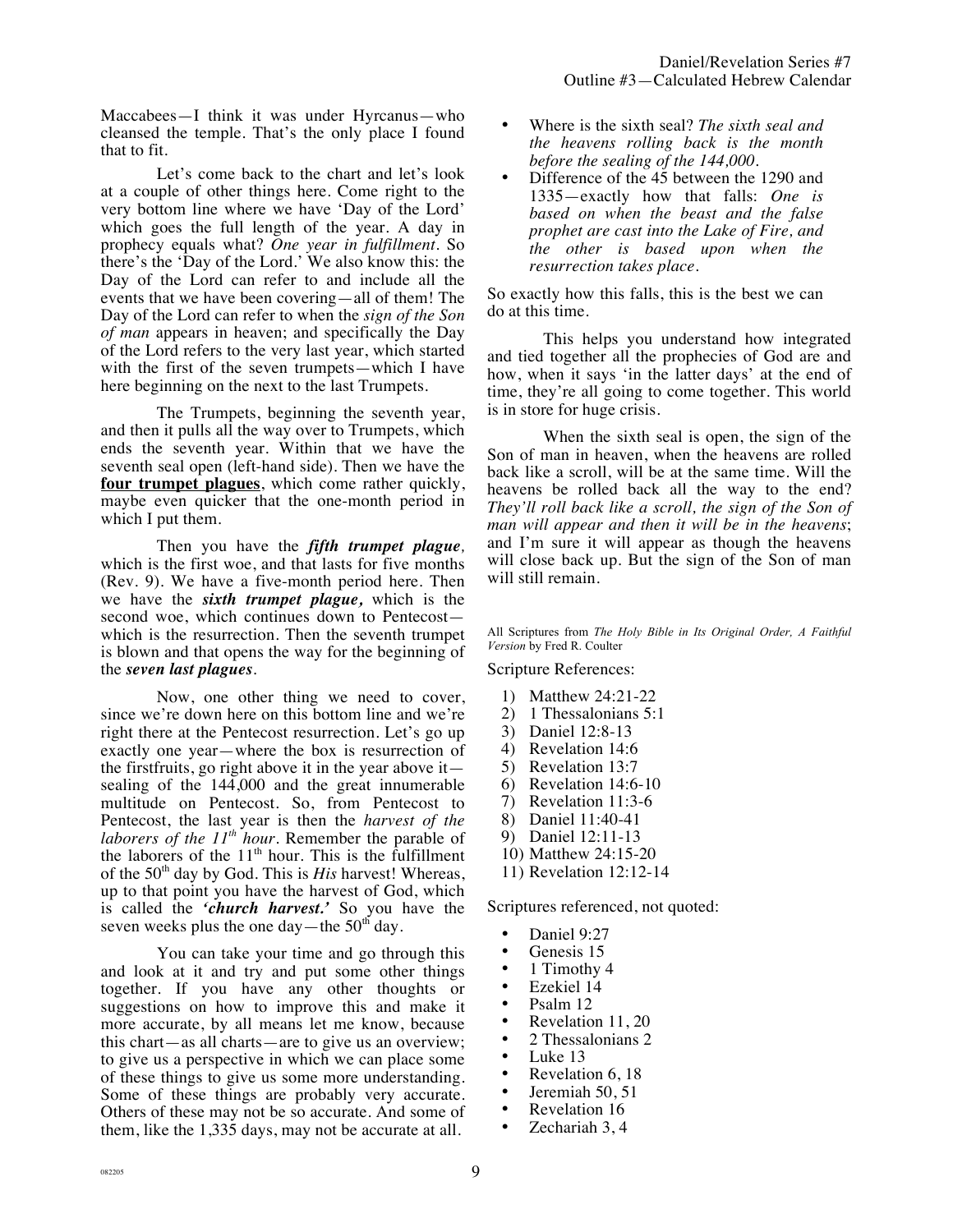Maccabees—I think it was under Hyrcanus—who cleansed the temple. That's the only place I found that to fit.

Let's come back to the chart and let's look at a couple of other things here. Come right to the very bottom line where we have 'Day of the Lord' which goes the full length of the year. A day in prophecy equals what? *One year in fulfillment*. So there's the 'Day of the Lord.' We also know this: the Day of the Lord can refer to and include all the events that we have been covering—all of them! The Day of the Lord can refer to when the *sign of the Son of man* appears in heaven; and specifically the Day of the Lord refers to the very last year, which started with the first of the seven trumpets—which I have here beginning on the next to the last Trumpets.

The Trumpets, beginning the seventh year, and then it pulls all the way over to Trumpets, which ends the seventh year. Within that we have the seventh seal open (left-hand side). Then we have the **four trumpet plagues**, which come rather quickly, maybe even quicker that the one-month period in which I put them.

Then you have the ***fifth trumpet plague***, which is the first woe, and that lasts for five months (Rev. 9). We have a five-month period here. Then we have the ***sixth trumpet plague,*** which is the second woe, which continues down to Pentecost—which is the resurrection. Then the seventh trumpet is blown and that opens the way for the beginning of the ***seven last plagues***.

Now, one other thing we need to cover, since we're down here on this bottom line and we're right there at the Pentecost resurrection. Let's go up exactly one year—where the box is resurrection of the firstfruits, go right above it in the year above it—sealing of the 144,000 and the great innumerable multitude on Pentecost. So, from Pentecost to Pentecost, the last year is then the *harvest of the laborers of the 11th hour*. Remember the parable of the laborers of the 11th hour. This is the fulfillment of the 50th day by God. This is *His* harvest! Whereas, up to that point you have the harvest of God, which is called the ***'church harvest.'*** So you have the seven weeks plus the one day—the 50th day.

You can take your time and go through this and look at it and try and put some other things together. If you have any other thoughts or suggestions on how to improve this and make it more accurate, by all means let me know, because this chart—as all charts—are to give us an overview; to give us a perspective in which we can place some of these things to give us some more understanding. Some of these things are probably very accurate. Others of these may not be so accurate. And some of them, like the 1,335 days, may not be accurate at all.

- Where is the sixth seal? *The sixth seal and the heavens rolling back is the month before the sealing of the 144,000.*
- Difference of the 45 between the 1290 and 1335—exactly how that falls: *One is based on when the beast and the false prophet are cast into the Lake of Fire, and the other is based upon when the resurrection takes place.*

So exactly how this falls, this is the best we can do at this time.

This helps you understand how integrated and tied together all the prophecies of God are and how, when it says 'in the latter days' at the end of time, they're all going to come together. This world is in store for huge crisis.

When the sixth seal is open, the sign of the Son of man in heaven, when the heavens are rolled back like a scroll, will be at the same time. Will the heavens be rolled back all the way to the end? *They'll roll back like a scroll, the sign of the Son of man will appear and then it will be in the heavens*; and I'm sure it will appear as though the heavens will close back up. But the sign of the Son of man will still remain.

All Scriptures from *The Holy Bible in Its Original Order, A Faithful Version* by Fred R. Coulter

Scripture References:

1) Matthew 24:21-22
2) 1 Thessalonians 5:1
3) Daniel 12:8-13
4) Revelation 14:6
5) Revelation 13:7
6) Revelation 14:6-10
7) Revelation 11:3-6
8) Daniel 11:40-41
9) Daniel 12:11-13
10) Matthew 24:15-20
11) Revelation 12:12-14

Scriptures referenced, not quoted:

- Daniel 9:27
- Genesis 15
- 1 Timothy 4
- Ezekiel 14
- Psalm 12
- Revelation 11, 20
- 2 Thessalonians 2
- Luke 13
- Revelation 6, 18
- Jeremiah 50, 51
- Revelation 16
- Zechariah 3, 4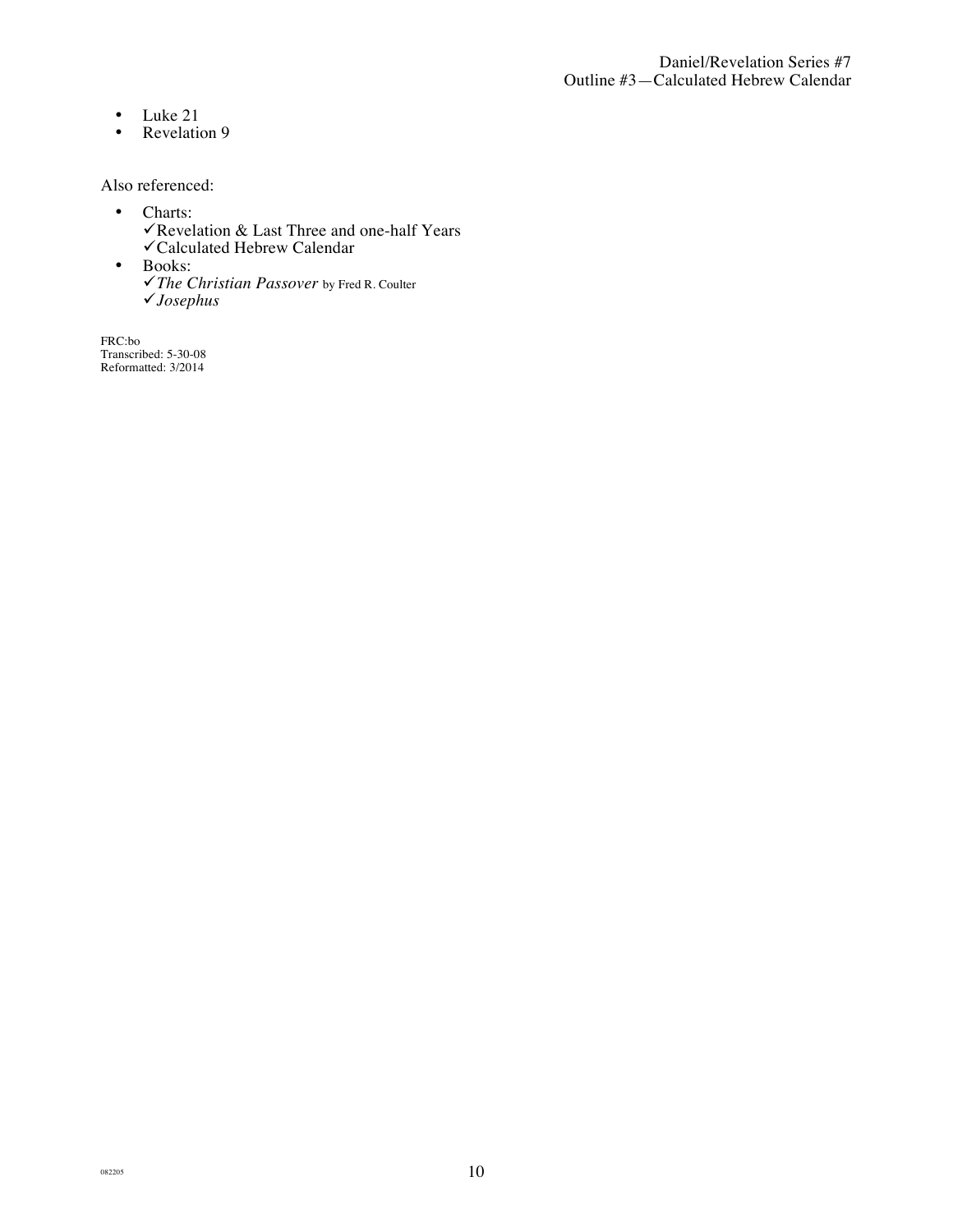- Luke 21
- Revelation 9

Also referenced:

- Charts:
  ✓Revelation & Last Three and one-half Years
  ✓Calculated Hebrew Calendar
- Books:
  ✓*The Christian Passover* by Fred R. Coulter
  ✓*Josephus*

FRC:bo
Transcribed: 5-30-08
Reformatted: 3/2014